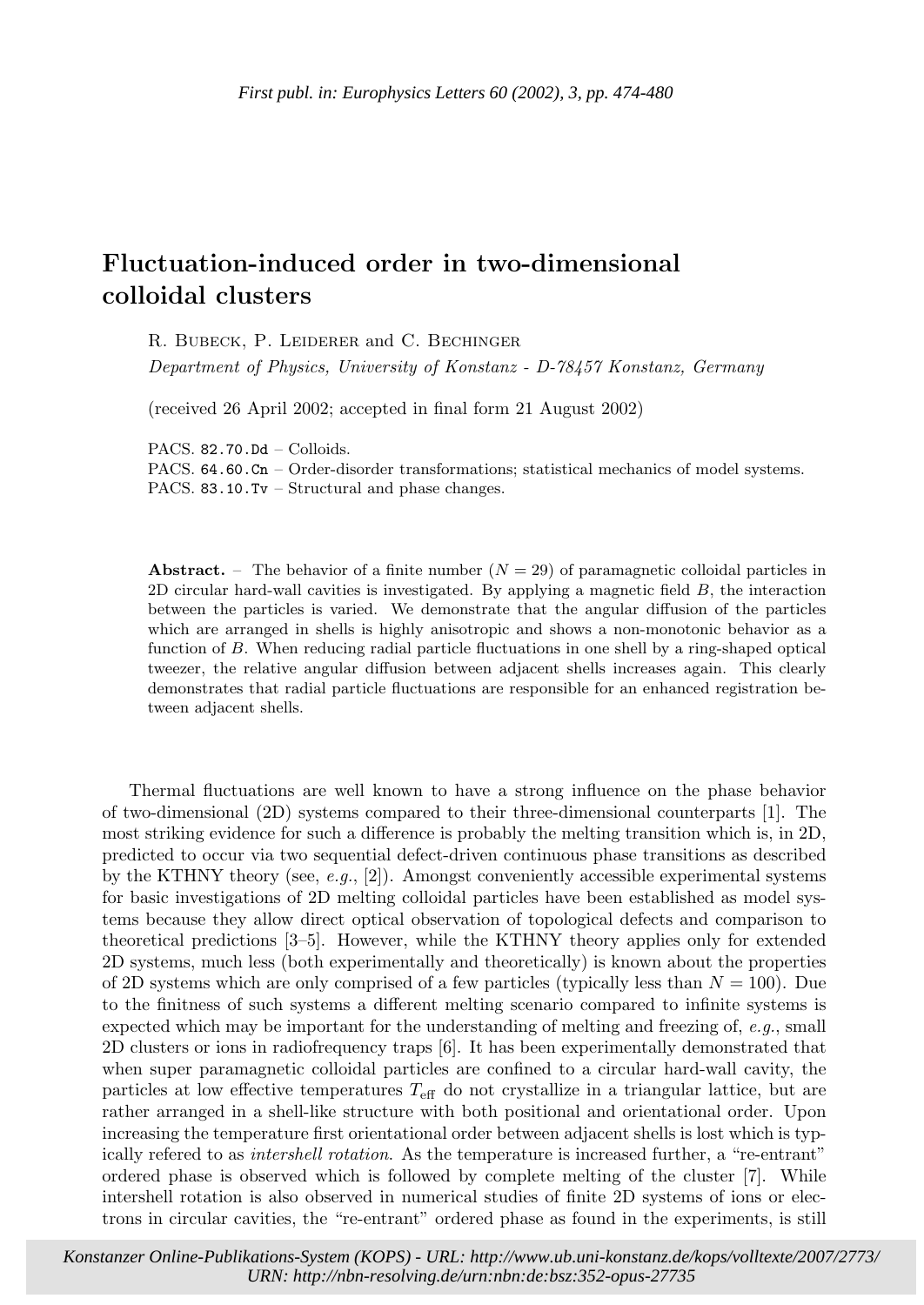# Fluctuation-induced order in two-dimensional colloidal clusters

R. Bubeck, P. Leiderer and C. Bechinger

*Department of Physics, University of Konstanz - D-78457 Konstanz, Germany*

(received 26 April 2002; accepted in final form 21 August 2002)

PACS. 82.70.Dd – Colloids.
PACS. 64.60.Cn – Order-disorder transformations; statistical mechanics of model systems.
PACS. 83.10.Tv – Structural and phase changes.

**Abstract.** – The behavior of a finite number ($N = 29$) of paramagnetic colloidal particles in 2D circular hard-wall cavities is investigated. By applying a magnetic field $B$, the interaction between the particles is varied. We demonstrate that the angular diffusion of the particles which are arranged in shells is highly anisotropic and shows a non-monotonic behavior as a function of $B$. When reducing radial particle fluctuations in one shell by a ring-shaped optical tweezer, the relative angular diffusion between adjacent shells increases again. This clearly demonstrates that radial particle fluctuations are responsible for an enhanced registration between adjacent shells.

Thermal fluctuations are well known to have a strong influence on the phase behavior of two-dimensional (2D) systems compared to their three-dimensional counterparts [1]. The most striking evidence for such a difference is probably the melting transition which is, in 2D, predicted to occur via two sequential defect-driven continuous phase transitions as described by the KTHNY theory (see, *e.g.*, [2]). Amongst conveniently accessible experimental systems for basic investigations of 2D melting colloidal particles have been established as model systems because they allow direct optical observation of topological defects and comparison to theoretical predictions [3–5]. However, while the KTHNY theory applies only for extended 2D systems, much less (both experimentally and theoretically) is known about the properties of 2D systems which are only comprised of a few particles (typically less than $N = 100$). Due to the finitness of such systems a different melting scenario compared to infinite systems is expected which may be important for the understanding of melting and freezing of, *e.g.*, small 2D clusters or ions in radiofrequency traps [6]. It has been experimentally demonstrated that when super paramagnetic colloidal particles are confined to a circular hard-wall cavity, the particles at low effective temperatures $T_{\text{eff}}$ do not crystallize in a triangular lattice, but are rather arranged in a shell-like structure with both positional and orientational order. Upon increasing the temperature first orientational order between adjacent shells is lost which is typically refered to as *intershell rotation*. As the temperature is increased further, a "re-entrant" ordered phase is observed which is followed by complete melting of the cluster [7]. While intershell rotation is also observed in numerical studies of finite 2D systems of ions or electrons in circular cavities, the "re-entrant" ordered phase as found in the experiments, is still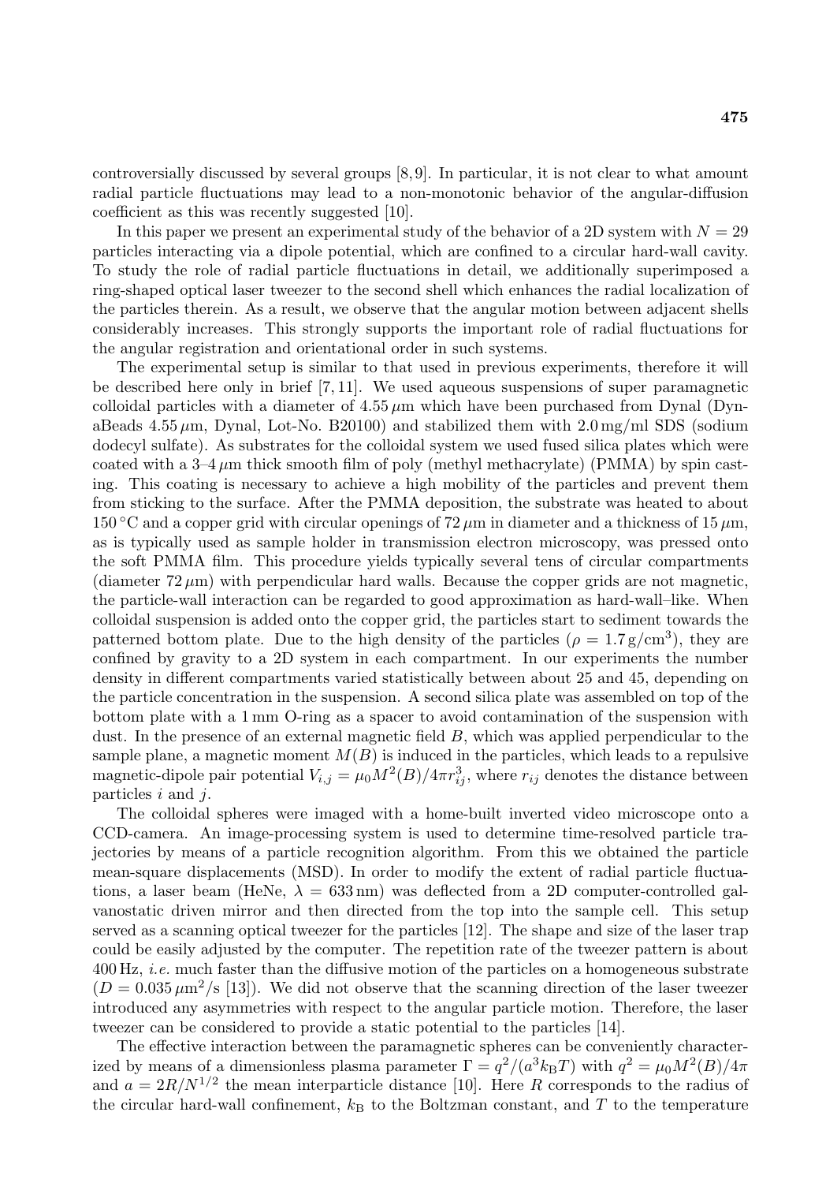controversially discussed by several groups [8,9]. In particular, it is not clear to what amount radial particle fluctuations may lead to a non-monotonic behavior of the angular-diffusion coefficient as this was recently suggested [10].

In this paper we present an experimental study of the behavior of a 2D system with $N = 29$ particles interacting via a dipole potential, which are confined to a circular hard-wall cavity. To study the role of radial particle fluctuations in detail, we additionally superimposed a ring-shaped optical laser tweezer to the second shell which enhances the radial localization of the particles therein. As a result, we observe that the angular motion between adjacent shells considerably increases. This strongly supports the important role of radial fluctuations for the angular registration and orientational order in such systems.

The experimental setup is similar to that used in previous experiments, therefore it will be described here only in brief [7, 11]. We used aqueous suspensions of super paramagnetic colloidal particles with a diameter of $4.55\,\mu$m which have been purchased from Dynal (DynaBeads $4.55\,\mu$m, Dynal, Lot-No. B20100) and stabilized them with $2.0\,$mg/ml SDS (sodium dodecyl sulfate). As substrates for the colloidal system we used fused silica plates which were coated with a 3–4 $\mu$m thick smooth film of poly (methyl methacrylate) (PMMA) by spin casting. This coating is necessary to achieve a high mobility of the particles and prevent them from sticking to the surface. After the PMMA deposition, the substrate was heated to about $150\,^\circ$C and a copper grid with circular openings of $72\,\mu$m in diameter and a thickness of $15\,\mu$m, as is typically used as sample holder in transmission electron microscopy, was pressed onto the soft PMMA film. This procedure yields typically several tens of circular compartments (diameter $72\,\mu$m) with perpendicular hard walls. Because the copper grids are not magnetic, the particle-wall interaction can be regarded to good approximation as hard-wall–like. When colloidal suspension is added onto the copper grid, the particles start to sediment towards the patterned bottom plate. Due to the high density of the particles ($\rho = 1.7\,\mathrm{g/cm^3}$), they are confined by gravity to a 2D system in each compartment. In our experiments the number density in different compartments varied statistically between about 25 and 45, depending on the particle concentration in the suspension. A second silica plate was assembled on top of the bottom plate with a 1 mm O-ring as a spacer to avoid contamination of the suspension with dust. In the presence of an external magnetic field $B$, which was applied perpendicular to the sample plane, a magnetic moment $M(B)$ is induced in the particles, which leads to a repulsive magnetic-dipole pair potential $V_{i,j} = \mu_0 M^2(B)/4\pi r_{ij}^3$, where $r_{ij}$ denotes the distance between particles $i$ and $j$.

The colloidal spheres were imaged with a home-built inverted video microscope onto a CCD-camera. An image-processing system is used to determine time-resolved particle trajectories by means of a particle recognition algorithm. From this we obtained the particle mean-square displacements (MSD). In order to modify the extent of radial particle fluctuations, a laser beam (HeNe, $\lambda = 633\,$nm) was deflected from a 2D computer-controlled galvanostatic driven mirror and then directed from the top into the sample cell. This setup served as a scanning optical tweezer for the particles [12]. The shape and size of the laser trap could be easily adjusted by the computer. The repetition rate of the tweezer pattern is about 400 Hz, *i.e.* much faster than the diffusive motion of the particles on a homogeneous substrate ($D = 0.035\,\mu\mathrm{m}^2$/s [13]). We did not observe that the scanning direction of the laser tweezer introduced any asymmetries with respect to the angular particle motion. Therefore, the laser tweezer can be considered to provide a static potential to the particles [14].

The effective interaction between the paramagnetic spheres can be conveniently characterized by means of a dimensionless plasma parameter $\Gamma = q^2/(a^3 k_\mathrm{B} T)$ with $q^2 = \mu_0 M^2(B)/4\pi$ and $a = 2R/N^{1/2}$ the mean interparticle distance [10]. Here $R$ corresponds to the radius of the circular hard-wall confinement, $k_\mathrm{B}$ to the Boltzman constant, and $T$ to the temperature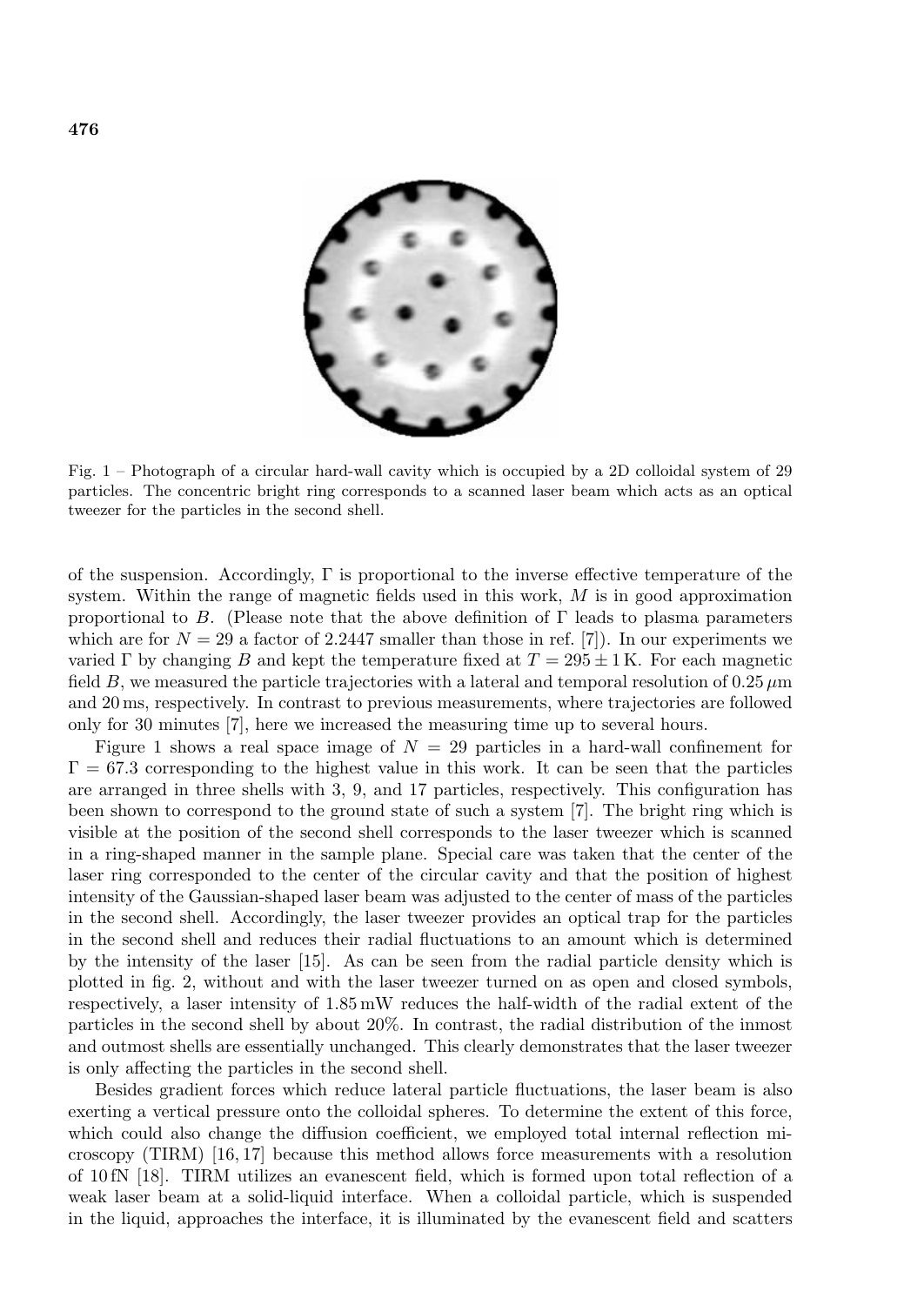Fig. 1 – Photograph of a circular hard-wall cavity which is occupied by a 2D colloidal system of 29 particles. The concentric bright ring corresponds to a scanned laser beam which acts as an optical tweezer for the particles in the second shell.

of the suspension. Accordingly, $\Gamma$ is proportional to the inverse effective temperature of the system. Within the range of magnetic fields used in this work, $M$ is in good approximation proportional to $B$. (Please note that the above definition of $\Gamma$ leads to plasma parameters which are for $N = 29$ a factor of 2.2447 smaller than those in ref. [7]). In our experiments we varied $\Gamma$ by changing $B$ and kept the temperature fixed at $T = 295 \pm 1\,\mathrm{K}$. For each magnetic field $B$, we measured the particle trajectories with a lateral and temporal resolution of $0.25\,\mu\mathrm{m}$ and 20 ms, respectively. In contrast to previous measurements, where trajectories are followed only for 30 minutes [7], here we increased the measuring time up to several hours.

Figure 1 shows a real space image of $N = 29$ particles in a hard-wall confinement for $\Gamma = 67.3$ corresponding to the highest value in this work. It can be seen that the particles are arranged in three shells with 3, 9, and 17 particles, respectively. This configuration has been shown to correspond to the ground state of such a system [7]. The bright ring which is visible at the position of the second shell corresponds to the laser tweezer which is scanned in a ring-shaped manner in the sample plane. Special care was taken that the center of the laser ring corresponded to the center of the circular cavity and that the position of highest intensity of the Gaussian-shaped laser beam was adjusted to the center of mass of the particles in the second shell. Accordingly, the laser tweezer provides an optical trap for the particles in the second shell and reduces their radial fluctuations to an amount which is determined by the intensity of the laser [15]. As can be seen from the radial particle density which is plotted in fig. 2, without and with the laser tweezer turned on as open and closed symbols, respectively, a laser intensity of 1.85 mW reduces the half-width of the radial extent of the particles in the second shell by about 20%. In contrast, the radial distribution of the inmost and outmost shells are essentially unchanged. This clearly demonstrates that the laser tweezer is only affecting the particles in the second shell.

Besides gradient forces which reduce lateral particle fluctuations, the laser beam is also exerting a vertical pressure onto the colloidal spheres. To determine the extent of this force, which could also change the diffusion coefficient, we employed total internal reflection microscopy (TIRM) [16, 17] because this method allows force measurements with a resolution of 10 fN [18]. TIRM utilizes an evanescent field, which is formed upon total reflection of a weak laser beam at a solid-liquid interface. When a colloidal particle, which is suspended in the liquid, approaches the interface, it is illuminated by the evanescent field and scatters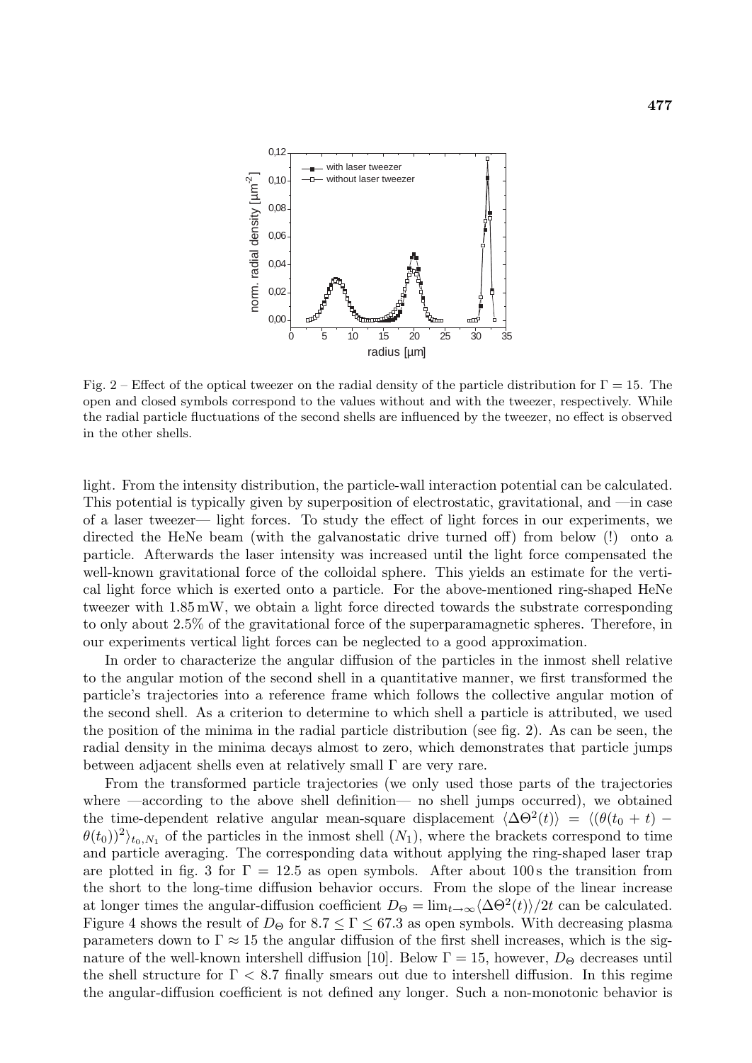Fig. 2 – Effect of the optical tweezer on the radial density of the particle distribution for $\Gamma = 15$. The open and closed symbols correspond to the values without and with the tweezer, respectively. While the radial particle fluctuations of the second shells are influenced by the tweezer, no effect is observed in the other shells.

light. From the intensity distribution, the particle-wall interaction potential can be calculated. This potential is typically given by superposition of electrostatic, gravitational, and —in case of a laser tweezer— light forces. To study the effect of light forces in our experiments, we directed the HeNe beam (with the galvanostatic drive turned off) from below (!) onto a particle. Afterwards the laser intensity was increased until the light force compensated the well-known gravitational force of the colloidal sphere. This yields an estimate for the vertical light force which is exerted onto a particle. For the above-mentioned ring-shaped HeNe tweezer with 1.85 mW, we obtain a light force directed towards the substrate corresponding to only about 2.5% of the gravitational force of the superparamagnetic spheres. Therefore, in our experiments vertical light forces can be neglected to a good approximation.

In order to characterize the angular diffusion of the particles in the inmost shell relative to the angular motion of the second shell in a quantitative manner, we first transformed the particle's trajectories into a reference frame which follows the collective angular motion of the second shell. As a criterion to determine to which shell a particle is attributed, we used the position of the minima in the radial particle distribution (see fig. 2). As can be seen, the radial density in the minima decays almost to zero, which demonstrates that particle jumps between adjacent shells even at relatively small $\Gamma$ are very rare.

From the transformed particle trajectories (we only used those parts of the trajectories where —according to the above shell definition— no shell jumps occurred), we obtained the time-dependent relative angular mean-square displacement $\langle \Delta\Theta^2(t)\rangle = \langle(\theta(t_0 + t) - \theta(t_0))^2\rangle_{t_0,N_1}$ of the particles in the inmost shell ($N_1$), where the brackets correspond to time and particle averaging. The corresponding data without applying the ring-shaped laser trap are plotted in fig. 3 for $\Gamma = 12.5$ as open symbols. After about 100 s the transition from the short to the long-time diffusion behavior occurs. From the slope of the linear increase at longer times the angular-diffusion coefficient $D_\Theta = \lim_{t\to\infty}\langle\Delta\Theta^2(t)\rangle/2t$ can be calculated. Figure 4 shows the result of $D_\Theta$ for $8.7 \leq \Gamma \leq 67.3$ as open symbols. With decreasing plasma parameters down to $\Gamma \approx 15$ the angular diffusion of the first shell increases, which is the signature of the well-known intershell diffusion [10]. Below $\Gamma = 15$, however, $D_\Theta$ decreases until the shell structure for $\Gamma < 8.7$ finally smears out due to intershell diffusion. In this regime the angular-diffusion coefficient is not defined any longer. Such a non-monotonic behavior is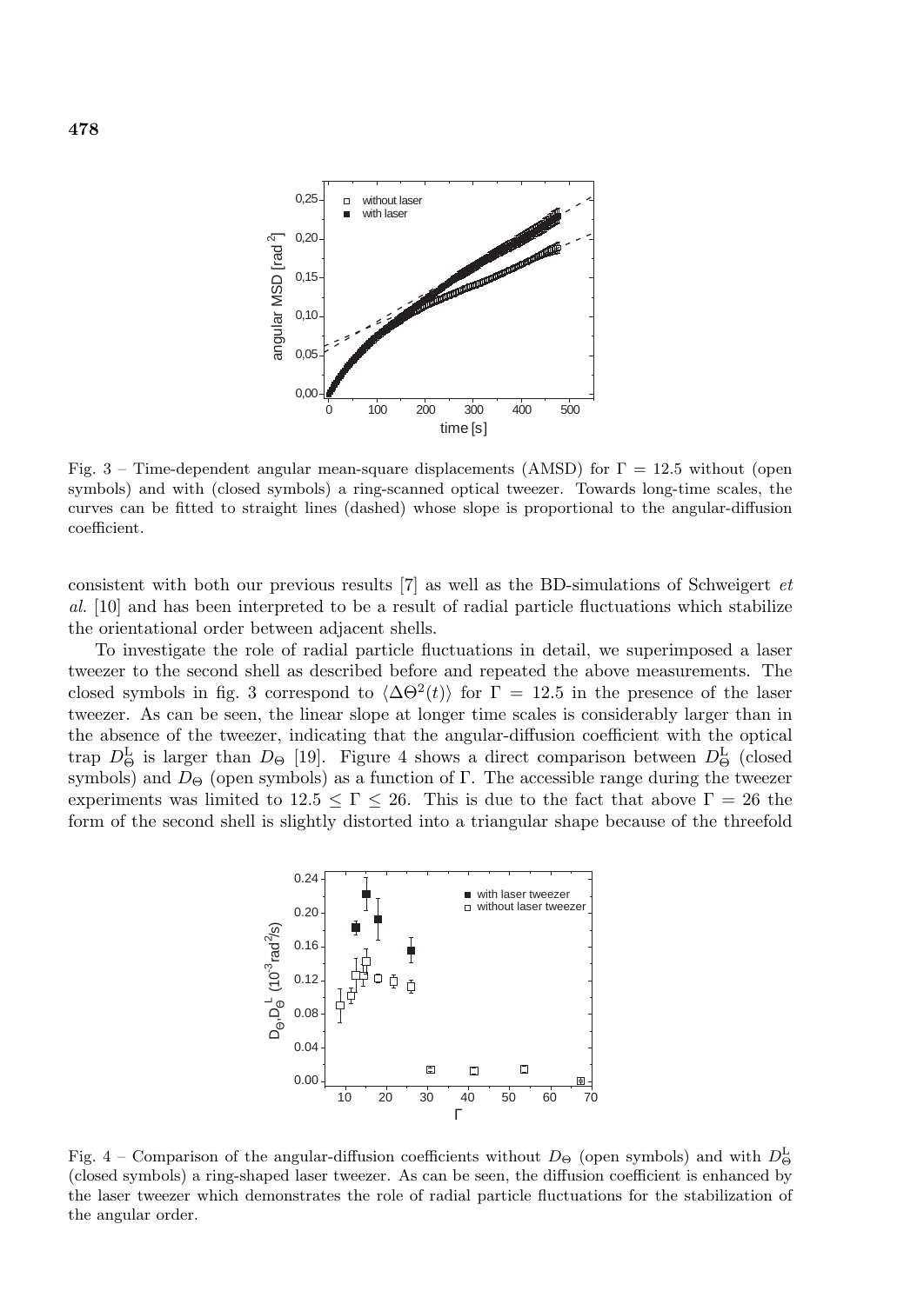Fig. 3 – Time-dependent angular mean-square displacements (AMSD) for $\Gamma = 12.5$ without (open symbols) and with (closed symbols) a ring-scanned optical tweezer. Towards long-time scales, the curves can be fitted to straight lines (dashed) whose slope is proportional to the angular-diffusion coefficient.

consistent with both our previous results [7] as well as the BD-simulations of Schweigert *et al.* [10] and has been interpreted to be a result of radial particle fluctuations which stabilize the orientational order between adjacent shells.

To investigate the role of radial particle fluctuations in detail, we superimposed a laser tweezer to the second shell as described before and repeated the above measurements. The closed symbols in fig. 3 correspond to $\langle \Delta\Theta^2(t) \rangle$ for $\Gamma = 12.5$ in the presence of the laser tweezer. As can be seen, the linear slope at longer time scales is considerably larger than in the absence of the tweezer, indicating that the angular-diffusion coefficient with the optical trap $D_\Theta^{\mathrm{L}}$ is larger than $D_\Theta$ [19]. Figure 4 shows a direct comparison between $D_\Theta^{\mathrm{L}}$ (closed symbols) and $D_\Theta$ (open symbols) as a function of $\Gamma$. The accessible range during the tweezer experiments was limited to $12.5 \leq \Gamma \leq 26$. This is due to the fact that above $\Gamma = 26$ the form of the second shell is slightly distorted into a triangular shape because of the threefold

Fig. 4 – Comparison of the angular-diffusion coefficients without $D_\Theta$ (open symbols) and with $D_\Theta^{\mathrm{L}}$ (closed symbols) a ring-shaped laser tweezer. As can be seen, the diffusion coefficient is enhanced by the laser tweezer which demonstrates the role of radial particle fluctuations for the stabilization of the angular order.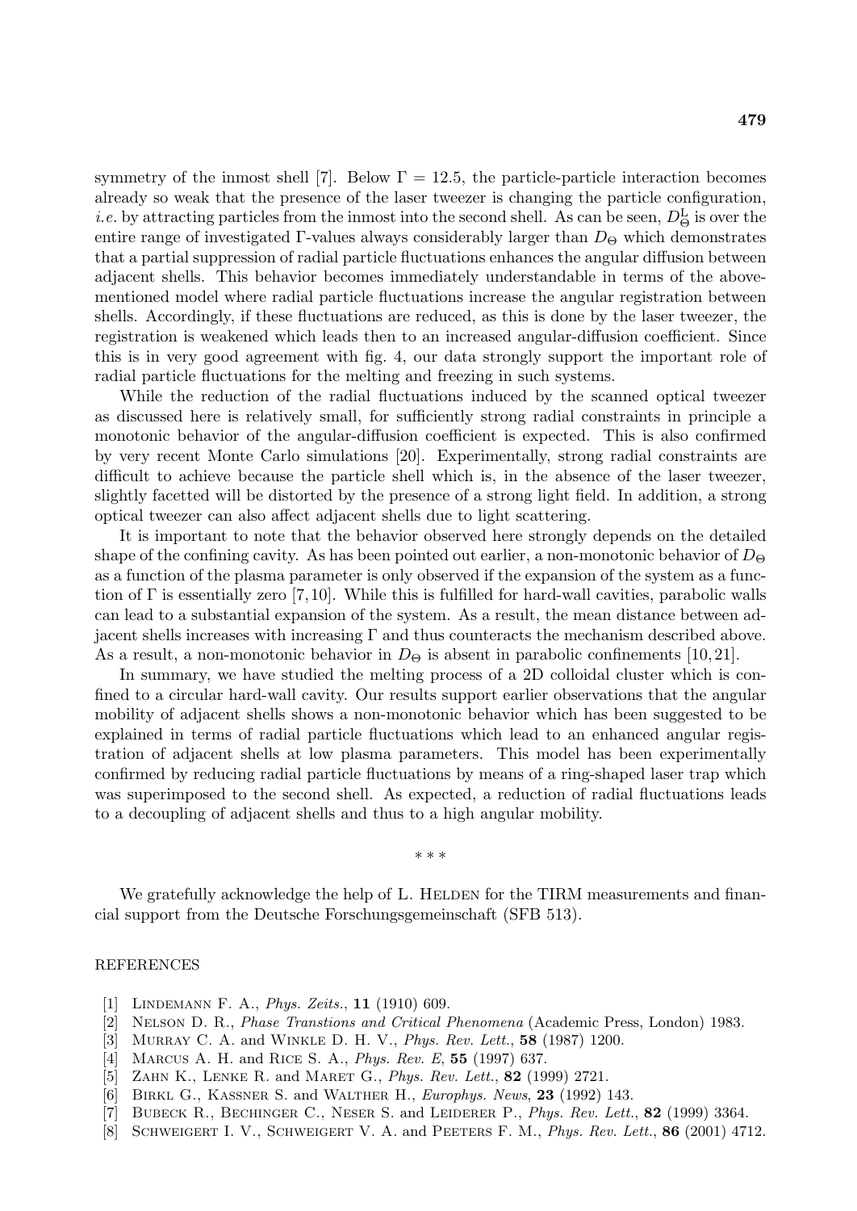symmetry of the inmost shell [7]. Below $\Gamma = 12.5$, the particle-particle interaction becomes already so weak that the presence of the laser tweezer is changing the particle configuration, *i.e.* by attracting particles from the inmost into the second shell. As can be seen, $D_\Theta^\mathrm{L}$ is over the entire range of investigated $\Gamma$-values always considerably larger than $D_\Theta$ which demonstrates that a partial suppression of radial particle fluctuations enhances the angular diffusion between adjacent shells. This behavior becomes immediately understandable in terms of the above-mentioned model where radial particle fluctuations increase the angular registration between shells. Accordingly, if these fluctuations are reduced, as this is done by the laser tweezer, the registration is weakened which leads then to an increased angular-diffusion coefficient. Since this is in very good agreement with fig. 4, our data strongly support the important role of radial particle fluctuations for the melting and freezing in such systems.

While the reduction of the radial fluctuations induced by the scanned optical tweezer as discussed here is relatively small, for sufficiently strong radial constraints in principle a monotonic behavior of the angular-diffusion coefficient is expected. This is also confirmed by very recent Monte Carlo simulations [20]. Experimentally, strong radial constraints are difficult to achieve because the particle shell which is, in the absence of the laser tweezer, slightly facetted will be distorted by the presence of a strong light field. In addition, a strong optical tweezer can also affect adjacent shells due to light scattering.

It is important to note that the behavior observed here strongly depends on the detailed shape of the confining cavity. As has been pointed out earlier, a non-monotonic behavior of $D_\Theta$ as a function of the plasma parameter is only observed if the expansion of the system as a function of $\Gamma$ is essentially zero [7,10]. While this is fulfilled for hard-wall cavities, parabolic walls can lead to a substantial expansion of the system. As a result, the mean distance between adjacent shells increases with increasing $\Gamma$ and thus counteracts the mechanism described above. As a result, a non-monotonic behavior in $D_\Theta$ is absent in parabolic confinements [10,21].

In summary, we have studied the melting process of a 2D colloidal cluster which is confined to a circular hard-wall cavity. Our results support earlier observations that the angular mobility of adjacent shells shows a non-monotonic behavior which has been suggested to be explained in terms of radial particle fluctuations which lead to an enhanced angular registration of adjacent shells at low plasma parameters. This model has been experimentally confirmed by reducing radial particle fluctuations by means of a ring-shaped laser trap which was superimposed to the second shell. As expected, a reduction of radial fluctuations leads to a decoupling of adjacent shells and thus to a high angular mobility.

\* \* \*

We gratefully acknowledge the help of L. Helden for the TIRM measurements and financial support from the Deutsche Forschungsgemeinschaft (SFB 513).

## REFERENCES

[1] Lindemann F. A., *Phys. Zeits.*, **11** (1910) 609.
[2] Nelson D. R., *Phase Transtions and Critical Phenomena* (Academic Press, London) 1983.
[3] Murray C. A. and Winkle D. H. V., *Phys. Rev. Lett.*, **58** (1987) 1200.
[4] Marcus A. H. and Rice S. A., *Phys. Rev. E*, **55** (1997) 637.
[5] Zahn K., Lenke R. and Maret G., *Phys. Rev. Lett.*, **82** (1999) 2721.
[6] Birkl G., Kassner S. and Walther H., *Europhys. News*, **23** (1992) 143.
[7] Bubeck R., Bechinger C., Neser S. and Leiderer P., *Phys. Rev. Lett.*, **82** (1999) 3364.
[8] Schweigert I. V., Schweigert V. A. and Peeters F. M., *Phys. Rev. Lett.*, **86** (2001) 4712.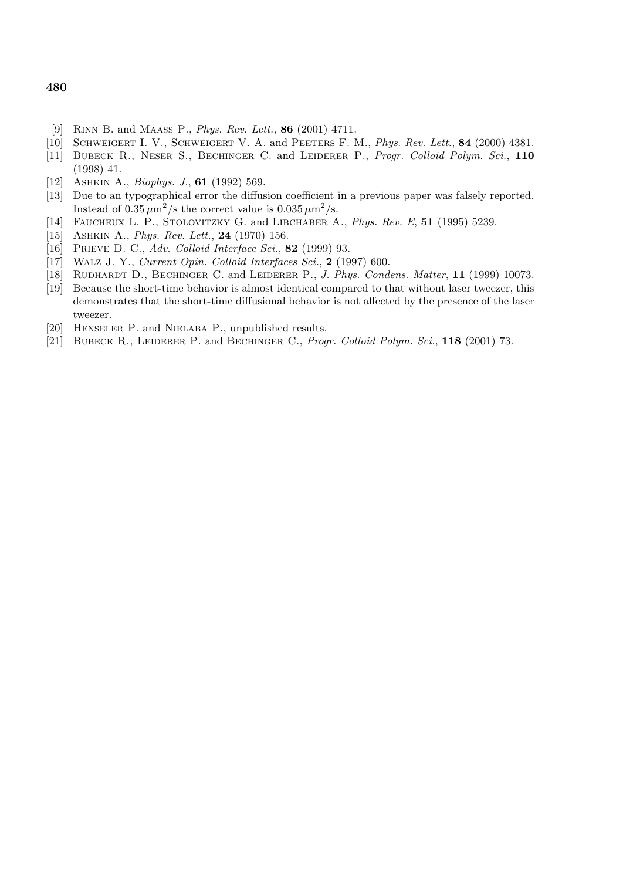[9] Rinn B. and Maass P., *Phys. Rev. Lett.*, **86** (2001) 4711.

[10] Schweigert I. V., Schweigert V. A. and Peeters F. M., *Phys. Rev. Lett.*, **84** (2000) 4381.

[11] Bubeck R., Neser S., Bechinger C. and Leiderer P., *Progr. Colloid Polym. Sci.*, **110** (1998) 41.

[12] Ashkin A., *Biophys. J.*, **61** (1992) 569.

[13] Due to an typographical error the diffusion coefficient in a previous paper was falsely reported. Instead of $0.35\,\mu\mathrm{m}^2/\mathrm{s}$ the correct value is $0.035\,\mu\mathrm{m}^2/\mathrm{s}$.

[14] Faucheux L. P., Stolovitzky G. and Libchaber A., *Phys. Rev. E*, **51** (1995) 5239.

[15] Ashkin A., *Phys. Rev. Lett.*, **24** (1970) 156.

[16] Prieve D. C., *Adv. Colloid Interface Sci.*, **82** (1999) 93.

[17] Walz J. Y., *Current Opin. Colloid Interfaces Sci.*, **2** (1997) 600.

[18] Rudhardt D., Bechinger C. and Leiderer P., *J. Phys. Condens. Matter*, **11** (1999) 10073.

[19] Because the short-time behavior is almost identical compared to that without laser tweezer, this demonstrates that the short-time diffusional behavior is not affected by the presence of the laser tweezer.

[20] Henseler P. and Nielaba P., unpublished results.

[21] Bubeck R., Leiderer P. and Bechinger C., *Progr. Colloid Polym. Sci.*, **118** (2001) 73.